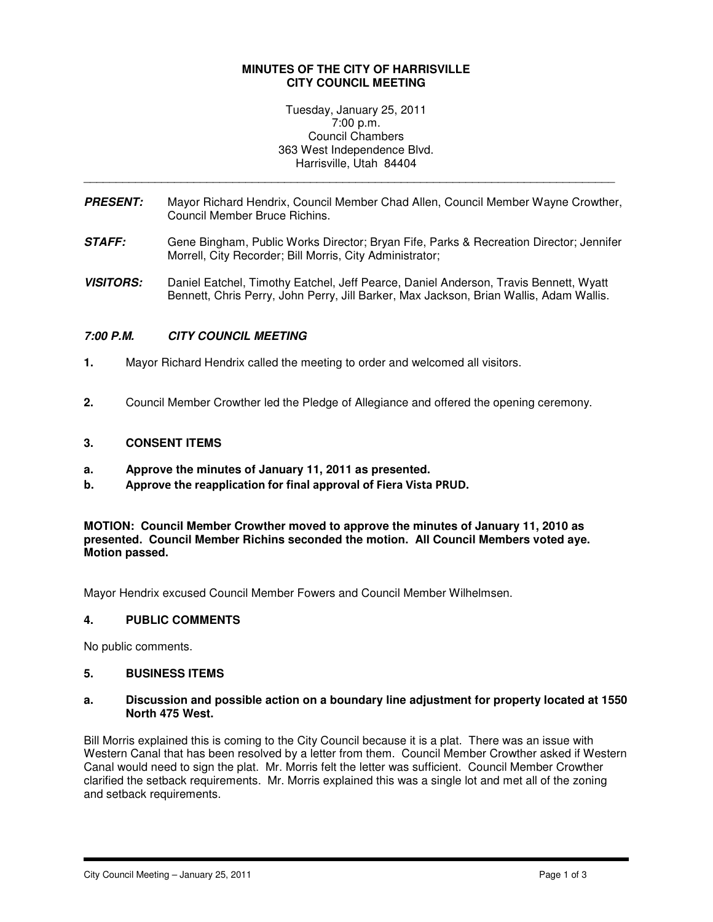**MINUTES OF THE CITY OF HARRISVILLE**
**CITY COUNCIL MEETING**

Tuesday, January 25, 2011
7:00 p.m.
Council Chambers
363 West Independence Blvd.
Harrisville, Utah 84404

---

***PRESENT:*** Mayor Richard Hendrix, Council Member Chad Allen, Council Member Wayne Crowther, Council Member Bruce Richins.

***STAFF:*** Gene Bingham, Public Works Director; Bryan Fife, Parks & Recreation Director; Jennifer Morrell, City Recorder; Bill Morris, City Administrator;

***VISITORS:*** Daniel Eatchel, Timothy Eatchel, Jeff Pearce, Daniel Anderson, Travis Bennett, Wyatt Bennett, Chris Perry, John Perry, Jill Barker, Max Jackson, Brian Wallis, Adam Wallis.

***7:00 P.M. CITY COUNCIL MEETING***

**1.** Mayor Richard Hendrix called the meeting to order and welcomed all visitors.

**2.** Council Member Crowther led the Pledge of Allegiance and offered the opening ceremony.

**3. CONSENT ITEMS**

**a. Approve the minutes of January 11, 2011 as presented.**
**b. Approve the reapplication for final approval of Fiera Vista PRUD.**

**MOTION: Council Member Crowther moved to approve the minutes of January 11, 2010 as presented. Council Member Richins seconded the motion. All Council Members voted aye. Motion passed.**

Mayor Hendrix excused Council Member Fowers and Council Member Wilhelmsen.

**4. PUBLIC COMMENTS**

No public comments.

**5. BUSINESS ITEMS**

**a. Discussion and possible action on a boundary line adjustment for property located at 1550 North 475 West.**

Bill Morris explained this is coming to the City Council because it is a plat. There was an issue with Western Canal that has been resolved by a letter from them. Council Member Crowther asked if Western Canal would need to sign the plat. Mr. Morris felt the letter was sufficient. Council Member Crowther clarified the setback requirements. Mr. Morris explained this was a single lot and met all of the zoning and setback requirements.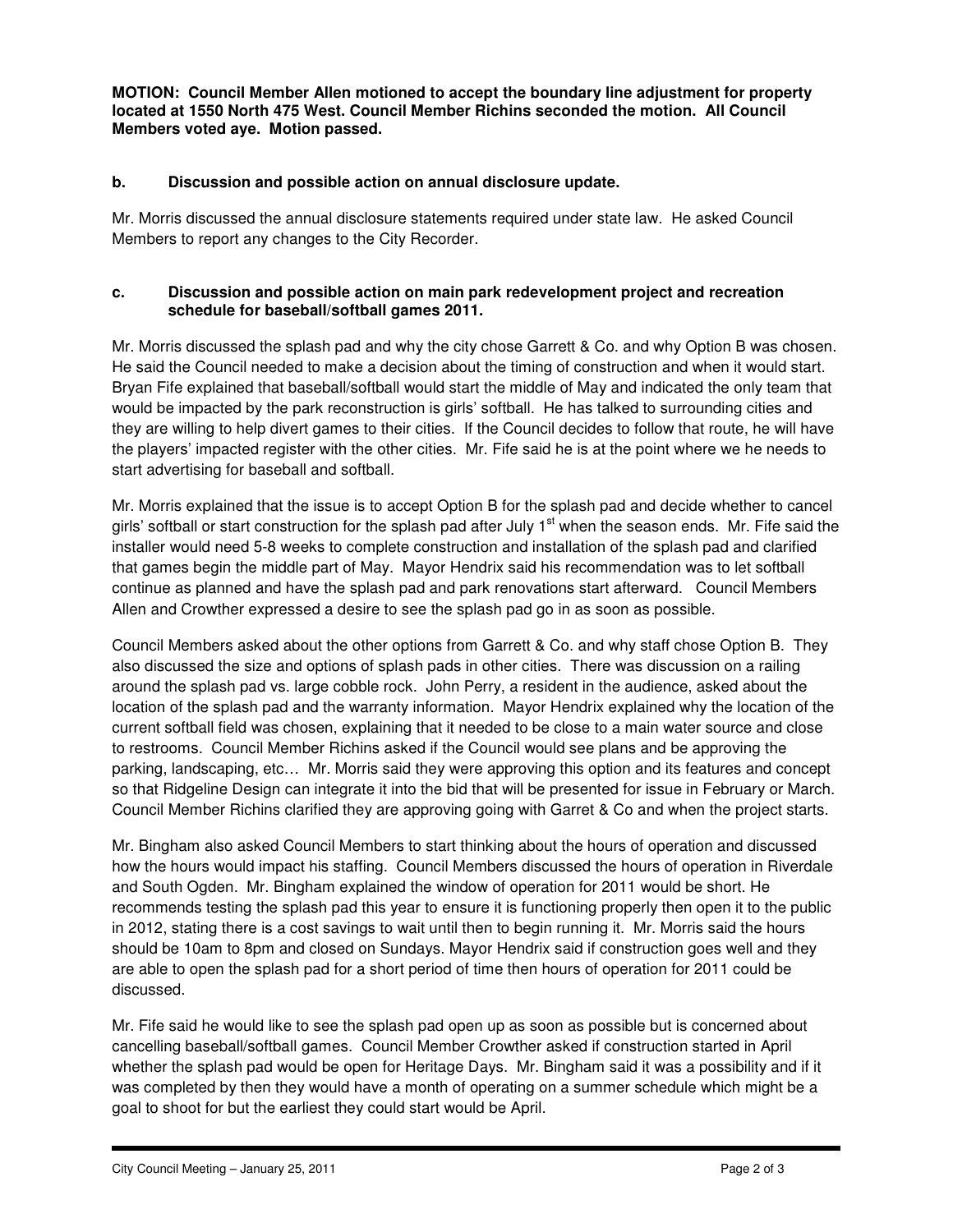**MOTION: Council Member Allen motioned to accept the boundary line adjustment for property located at 1550 North 475 West. Council Member Richins seconded the motion. All Council Members voted aye. Motion passed.**

**b. Discussion and possible action on annual disclosure update.**

Mr. Morris discussed the annual disclosure statements required under state law. He asked Council Members to report any changes to the City Recorder.

**c. Discussion and possible action on main park redevelopment project and recreation schedule for baseball/softball games 2011.**

Mr. Morris discussed the splash pad and why the city chose Garrett & Co. and why Option B was chosen. He said the Council needed to make a decision about the timing of construction and when it would start. Bryan Fife explained that baseball/softball would start the middle of May and indicated the only team that would be impacted by the park reconstruction is girls' softball. He has talked to surrounding cities and they are willing to help divert games to their cities. If the Council decides to follow that route, he will have the players' impacted register with the other cities. Mr. Fife said he is at the point where we he needs to start advertising for baseball and softball.

Mr. Morris explained that the issue is to accept Option B for the splash pad and decide whether to cancel girls' softball or start construction for the splash pad after July 1st when the season ends. Mr. Fife said the installer would need 5-8 weeks to complete construction and installation of the splash pad and clarified that games begin the middle part of May. Mayor Hendrix said his recommendation was to let softball continue as planned and have the splash pad and park renovations start afterward. Council Members Allen and Crowther expressed a desire to see the splash pad go in as soon as possible.

Council Members asked about the other options from Garrett & Co. and why staff chose Option B. They also discussed the size and options of splash pads in other cities. There was discussion on a railing around the splash pad vs. large cobble rock. John Perry, a resident in the audience, asked about the location of the splash pad and the warranty information. Mayor Hendrix explained why the location of the current softball field was chosen, explaining that it needed to be close to a main water source and close to restrooms. Council Member Richins asked if the Council would see plans and be approving the parking, landscaping, etc… Mr. Morris said they were approving this option and its features and concept so that Ridgeline Design can integrate it into the bid that will be presented for issue in February or March. Council Member Richins clarified they are approving going with Garret & Co and when the project starts.

Mr. Bingham also asked Council Members to start thinking about the hours of operation and discussed how the hours would impact his staffing. Council Members discussed the hours of operation in Riverdale and South Ogden. Mr. Bingham explained the window of operation for 2011 would be short. He recommends testing the splash pad this year to ensure it is functioning properly then open it to the public in 2012, stating there is a cost savings to wait until then to begin running it. Mr. Morris said the hours should be 10am to 8pm and closed on Sundays. Mayor Hendrix said if construction goes well and they are able to open the splash pad for a short period of time then hours of operation for 2011 could be discussed.

Mr. Fife said he would like to see the splash pad open up as soon as possible but is concerned about cancelling baseball/softball games. Council Member Crowther asked if construction started in April whether the splash pad would be open for Heritage Days. Mr. Bingham said it was a possibility and if it was completed by then they would have a month of operating on a summer schedule which might be a goal to shoot for but the earliest they could start would be April.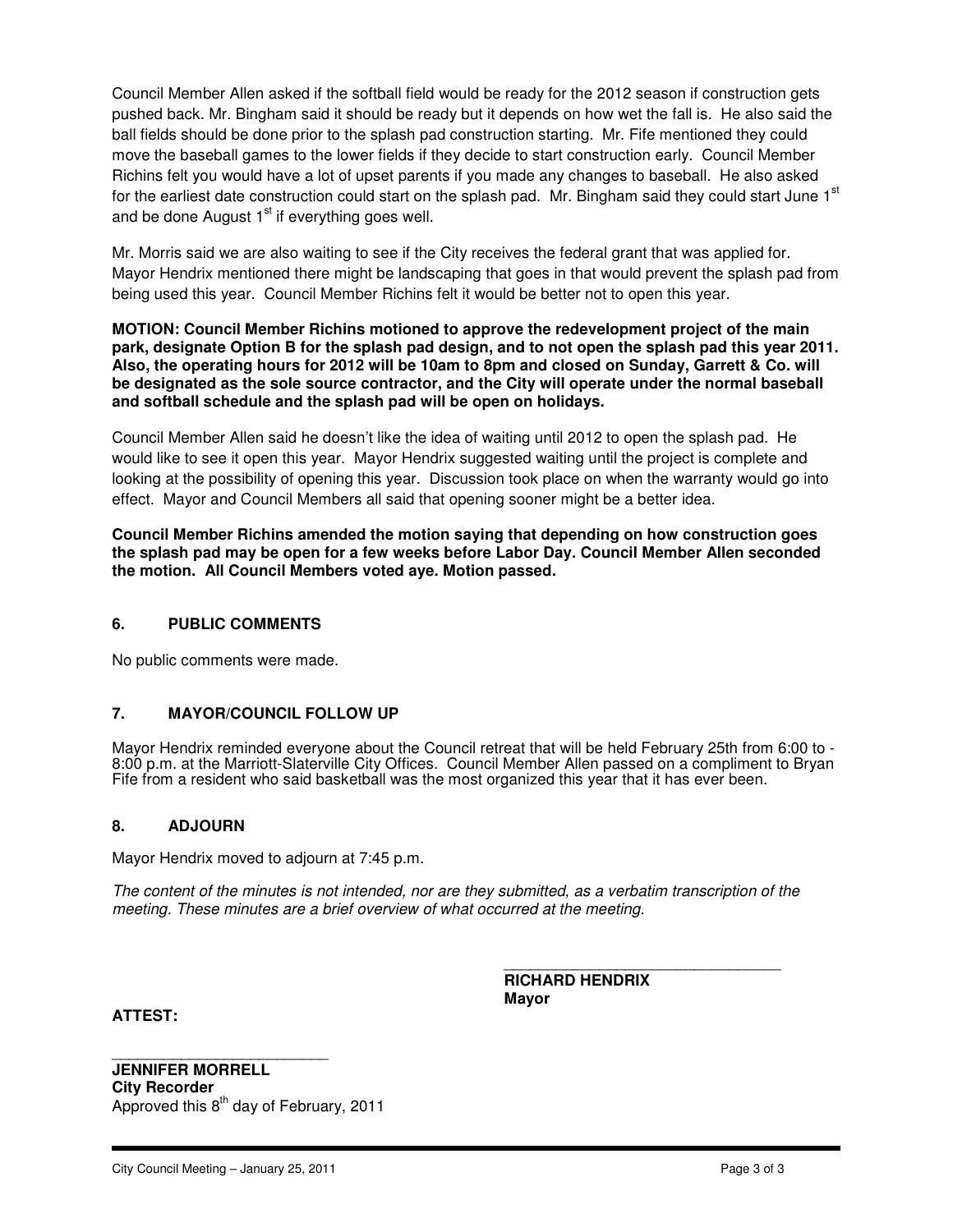Council Member Allen asked if the softball field would be ready for the 2012 season if construction gets pushed back. Mr. Bingham said it should be ready but it depends on how wet the fall is. He also said the ball fields should be done prior to the splash pad construction starting. Mr. Fife mentioned they could move the baseball games to the lower fields if they decide to start construction early. Council Member Richins felt you would have a lot of upset parents if you made any changes to baseball. He also asked for the earliest date construction could start on the splash pad. Mr. Bingham said they could start June 1st and be done August 1st if everything goes well.

Mr. Morris said we are also waiting to see if the City receives the federal grant that was applied for. Mayor Hendrix mentioned there might be landscaping that goes in that would prevent the splash pad from being used this year. Council Member Richins felt it would be better not to open this year.

**MOTION: Council Member Richins motioned to approve the redevelopment project of the main park, designate Option B for the splash pad design, and to not open the splash pad this year 2011. Also, the operating hours for 2012 will be 10am to 8pm and closed on Sunday, Garrett & Co. will be designated as the sole source contractor, and the City will operate under the normal baseball and softball schedule and the splash pad will be open on holidays.**

Council Member Allen said he doesn't like the idea of waiting until 2012 to open the splash pad. He would like to see it open this year. Mayor Hendrix suggested waiting until the project is complete and looking at the possibility of opening this year. Discussion took place on when the warranty would go into effect. Mayor and Council Members all said that opening sooner might be a better idea.

**Council Member Richins amended the motion saying that depending on how construction goes the splash pad may be open for a few weeks before Labor Day. Council Member Allen seconded the motion. All Council Members voted aye. Motion passed.**

## 6. PUBLIC COMMENTS

No public comments were made.

## 7. MAYOR/COUNCIL FOLLOW UP

Mayor Hendrix reminded everyone about the Council retreat that will be held February 25th from 6:00 to - 8:00 p.m. at the Marriott-Slaterville City Offices. Council Member Allen passed on a compliment to Bryan Fife from a resident who said basketball was the most organized this year that it has ever been.

## 8. ADJOURN

Mayor Hendrix moved to adjourn at 7:45 p.m.

*The content of the minutes is not intended, nor are they submitted, as a verbatim transcription of the meeting. These minutes are a brief overview of what occurred at the meeting.*

\_\_\_\_\_\_\_\_\_\_\_\_\_\_\_\_\_\_\_\_\_\_\_\_\_\_\_\_\_\_\_\_

**RICHARD HENDRIX**
**Mayor**

**ATTEST:**

\_\_\_\_\_\_\_\_\_\_\_\_\_\_\_\_\_\_\_\_\_\_\_\_\_\_

**JENNIFER MORRELL**
**City Recorder**
Approved this 8th day of February, 2011